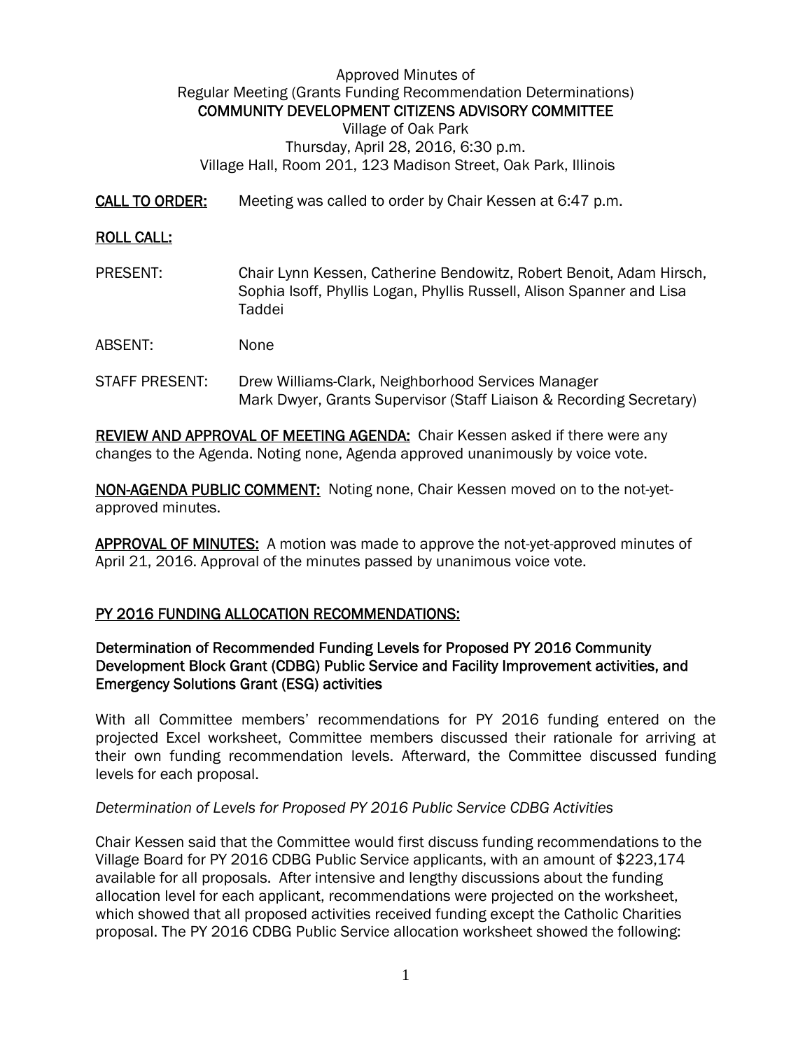Approved Minutes of
Regular Meeting (Grants Funding Recommendation Determinations)
**COMMUNITY DEVELOPMENT CITIZENS ADVISORY COMMITTEE**
Village of Oak Park
Thursday, April 28, 2016, 6:30 p.m.
Village Hall, Room 201, 123 Madison Street, Oak Park, Illinois

**CALL TO ORDER:** Meeting was called to order by Chair Kessen at 6:47 p.m.

**ROLL CALL:**

PRESENT: Chair Lynn Kessen, Catherine Bendowitz, Robert Benoit, Adam Hirsch, Sophia Isoff, Phyllis Logan, Phyllis Russell, Alison Spanner and Lisa Taddei

ABSENT: None

STAFF PRESENT: Drew Williams-Clark, Neighborhood Services Manager
Mark Dwyer, Grants Supervisor (Staff Liaison & Recording Secretary)

**REVIEW AND APPROVAL OF MEETING AGENDA:** Chair Kessen asked if there were any changes to the Agenda. Noting none, Agenda approved unanimously by voice vote.

**NON-AGENDA PUBLIC COMMENT:** Noting none, Chair Kessen moved on to the not-yet-approved minutes.

**APPROVAL OF MINUTES:** A motion was made to approve the not-yet-approved minutes of April 21, 2016. Approval of the minutes passed by unanimous voice vote.

## PY 2016 FUNDING ALLOCATION RECOMMENDATIONS:

### Determination of Recommended Funding Levels for Proposed PY 2016 Community Development Block Grant (CDBG) Public Service and Facility Improvement activities, and Emergency Solutions Grant (ESG) activities

With all Committee members' recommendations for PY 2016 funding entered on the projected Excel worksheet, Committee members discussed their rationale for arriving at their own funding recommendation levels. Afterward, the Committee discussed funding levels for each proposal.

*Determination of Levels for Proposed PY 2016 Public Service CDBG Activities*

Chair Kessen said that the Committee would first discuss funding recommendations to the Village Board for PY 2016 CDBG Public Service applicants, with an amount of $223,174 available for all proposals. After intensive and lengthy discussions about the funding allocation level for each applicant, recommendations were projected on the worksheet, which showed that all proposed activities received funding except the Catholic Charities proposal. The PY 2016 CDBG Public Service allocation worksheet showed the following: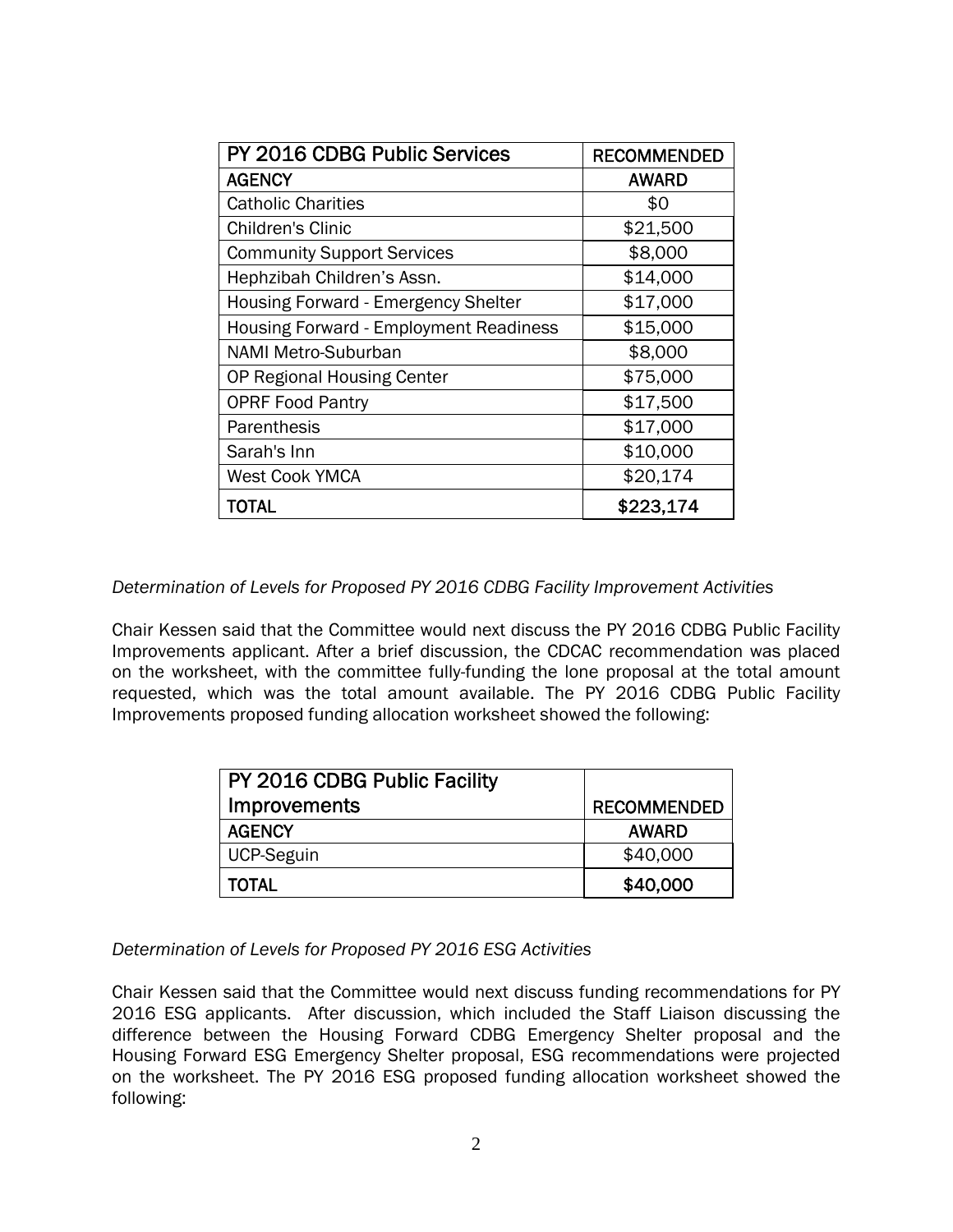| PY 2016 CDBG Public Services | RECOMMENDED |
| --- | --- |
| AGENCY | AWARD |
| Catholic Charities | $0 |
| Children's Clinic | $21,500 |
| Community Support Services | $8,000 |
| Hephzibah Children's Assn. | $14,000 |
| Housing Forward - Emergency Shelter | $17,000 |
| Housing Forward - Employment Readiness | $15,000 |
| NAMI Metro-Suburban | $8,000 |
| OP Regional Housing Center | $75,000 |
| OPRF Food Pantry | $17,500 |
| Parenthesis | $17,000 |
| Sarah's Inn | $10,000 |
| West Cook YMCA | $20,174 |
| TOTAL | $223,174 |

*Determination of Levels for Proposed PY 2016 CDBG Facility Improvement Activities*

Chair Kessen said that the Committee would next discuss the PY 2016 CDBG Public Facility Improvements applicant. After a brief discussion, the CDCAC recommendation was placed on the worksheet, with the committee fully-funding the lone proposal at the total amount requested, which was the total amount available. The PY 2016 CDBG Public Facility Improvements proposed funding allocation worksheet showed the following:

| PY 2016 CDBG Public Facility Improvements | RECOMMENDED |
| --- | --- |
| AGENCY | AWARD |
| UCP-Seguin | $40,000 |
| TOTAL | $40,000 |

*Determination of Levels for Proposed PY 2016 ESG Activities*

Chair Kessen said that the Committee would next discuss funding recommendations for PY 2016 ESG applicants. After discussion, which included the Staff Liaison discussing the difference between the Housing Forward CDBG Emergency Shelter proposal and the Housing Forward ESG Emergency Shelter proposal, ESG recommendations were projected on the worksheet. The PY 2016 ESG proposed funding allocation worksheet showed the following: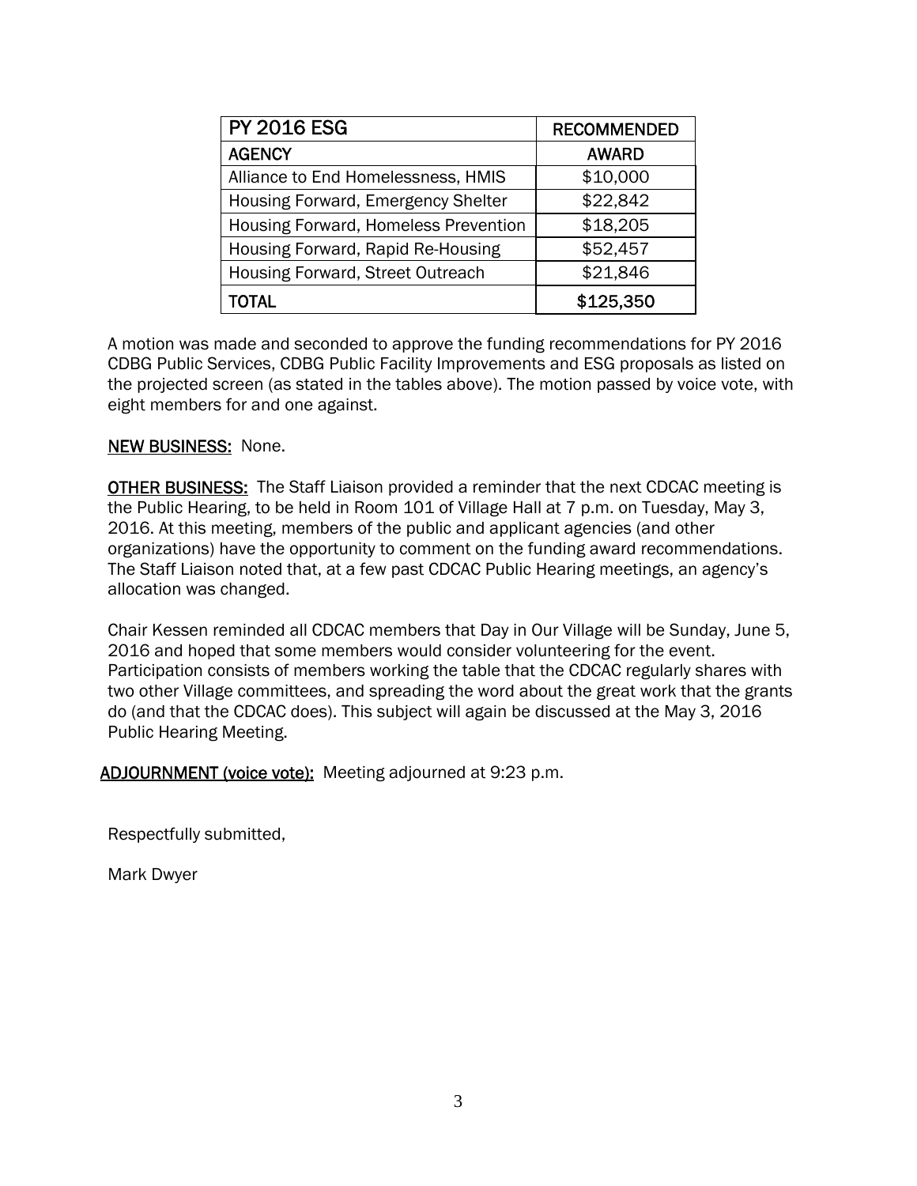| PY 2016 ESG | RECOMMENDED |
| --- | --- |
| AGENCY | AWARD |
| Alliance to End Homelessness, HMIS | $10,000 |
| Housing Forward, Emergency Shelter | $22,842 |
| Housing Forward, Homeless Prevention | $18,205 |
| Housing Forward, Rapid Re-Housing | $52,457 |
| Housing Forward, Street Outreach | $21,846 |
| TOTAL | $125,350 |

A motion was made and seconded to approve the funding recommendations for PY 2016 CDBG Public Services, CDBG Public Facility Improvements and ESG proposals as listed on the projected screen (as stated in the tables above). The motion passed by voice vote, with eight members for and one against.

**NEW BUSINESS:** None.

**OTHER BUSINESS:** The Staff Liaison provided a reminder that the next CDCAC meeting is the Public Hearing, to be held in Room 101 of Village Hall at 7 p.m. on Tuesday, May 3, 2016. At this meeting, members of the public and applicant agencies (and other organizations) have the opportunity to comment on the funding award recommendations. The Staff Liaison noted that, at a few past CDCAC Public Hearing meetings, an agency's allocation was changed.

Chair Kessen reminded all CDCAC members that Day in Our Village will be Sunday, June 5, 2016 and hoped that some members would consider volunteering for the event. Participation consists of members working the table that the CDCAC regularly shares with two other Village committees, and spreading the word about the great work that the grants do (and that the CDCAC does). This subject will again be discussed at the May 3, 2016 Public Hearing Meeting.

**ADJOURNMENT (voice vote):** Meeting adjourned at 9:23 p.m.

Respectfully submitted,

Mark Dwyer